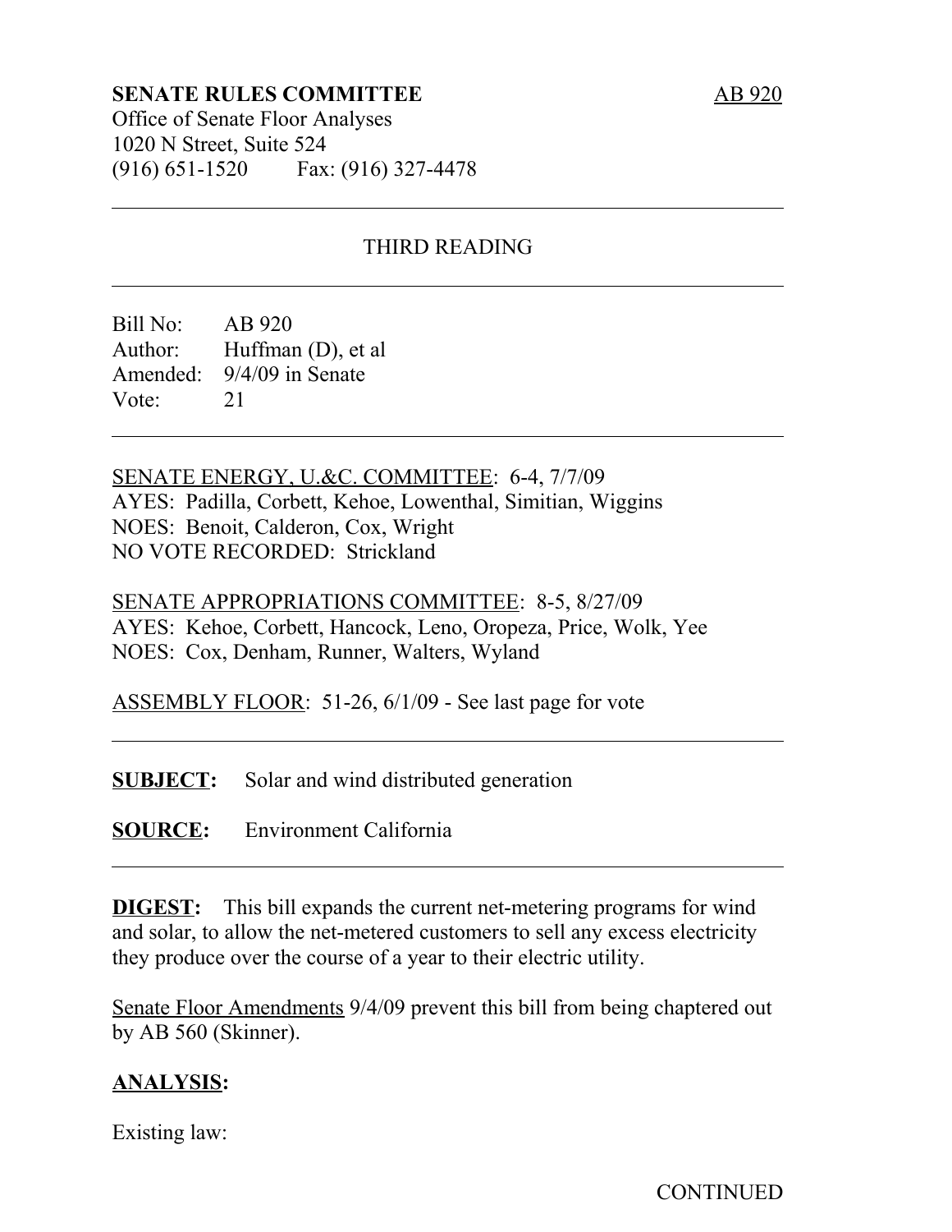**SENATE RULES COMMITTEE** AB 920

Office of Senate Floor Analyses
1020 N Street, Suite 524
(916) 651-1520 Fax: (916) 327-4478

---

THIRD READING

---

Bill No: AB 920
Author: Huffman (D), et al
Amended: 9/4/09 in Senate
Vote: 21

---

SENATE ENERGY, U.&C. COMMITTEE: 6-4, 7/7/09
AYES: Padilla, Corbett, Kehoe, Lowenthal, Simitian, Wiggins
NOES: Benoit, Calderon, Cox, Wright
NO VOTE RECORDED: Strickland

SENATE APPROPRIATIONS COMMITTEE: 8-5, 8/27/09
AYES: Kehoe, Corbett, Hancock, Leno, Oropeza, Price, Wolk, Yee
NOES: Cox, Denham, Runner, Walters, Wyland

ASSEMBLY FLOOR: 51-26, 6/1/09 - See last page for vote

---

**SUBJECT:** Solar and wind distributed generation

**SOURCE:** Environment California

---

**DIGEST:** This bill expands the current net-metering programs for wind and solar, to allow the net-metered customers to sell any excess electricity they produce over the course of a year to their electric utility.

Senate Floor Amendments 9/4/09 prevent this bill from being chaptered out by AB 560 (Skinner).

**ANALYSIS:**

Existing law:

CONTINUED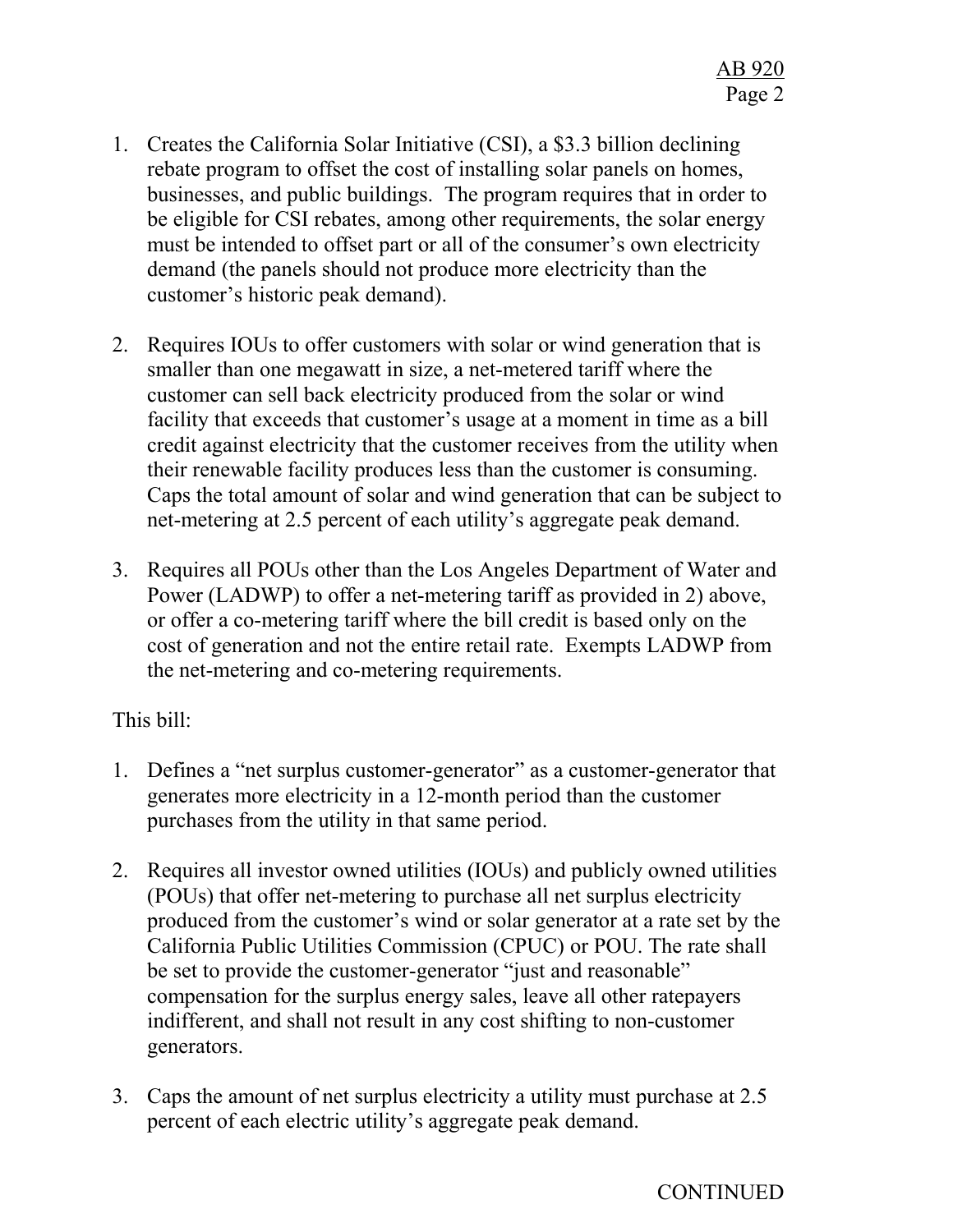1. Creates the California Solar Initiative (CSI), a $3.3 billion declining rebate program to offset the cost of installing solar panels on homes, businesses, and public buildings. The program requires that in order to be eligible for CSI rebates, among other requirements, the solar energy must be intended to offset part or all of the consumer's own electricity demand (the panels should not produce more electricity than the customer's historic peak demand).

2. Requires IOUs to offer customers with solar or wind generation that is smaller than one megawatt in size, a net-metered tariff where the customer can sell back electricity produced from the solar or wind facility that exceeds that customer's usage at a moment in time as a bill credit against electricity that the customer receives from the utility when their renewable facility produces less than the customer is consuming. Caps the total amount of solar and wind generation that can be subject to net-metering at 2.5 percent of each utility's aggregate peak demand.

3. Requires all POUs other than the Los Angeles Department of Water and Power (LADWP) to offer a net-metering tariff as provided in 2) above, or offer a co-metering tariff where the bill credit is based only on the cost of generation and not the entire retail rate. Exempts LADWP from the net-metering and co-metering requirements.

This bill:

1. Defines a "net surplus customer-generator" as a customer-generator that generates more electricity in a 12-month period than the customer purchases from the utility in that same period.

2. Requires all investor owned utilities (IOUs) and publicly owned utilities (POUs) that offer net-metering to purchase all net surplus electricity produced from the customer's wind or solar generator at a rate set by the California Public Utilities Commission (CPUC) or POU. The rate shall be set to provide the customer-generator "just and reasonable" compensation for the surplus energy sales, leave all other ratepayers indifferent, and shall not result in any cost shifting to non-customer generators.

3. Caps the amount of net surplus electricity a utility must purchase at 2.5 percent of each electric utility's aggregate peak demand.

CONTINUED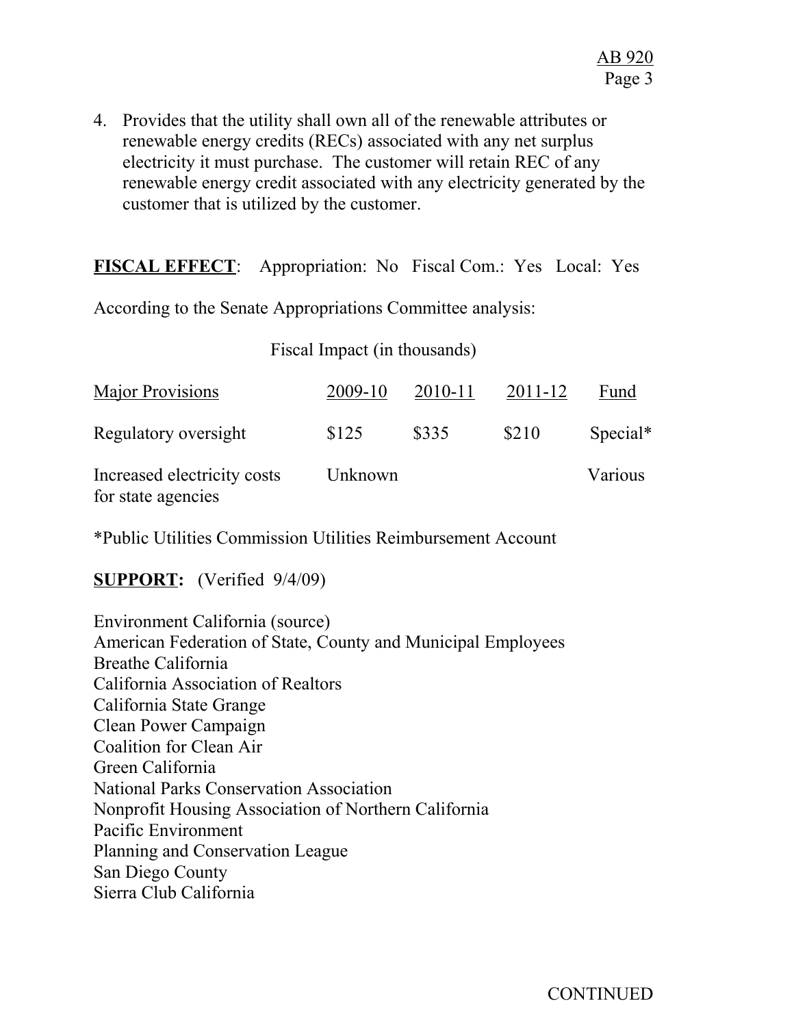4. Provides that the utility shall own all of the renewable attributes or renewable energy credits (RECs) associated with any net surplus electricity it must purchase. The customer will retain REC of any renewable energy credit associated with any electricity generated by the customer that is utilized by the customer.

**FISCAL EFFECT**: Appropriation: No Fiscal Com.: Yes Local: Yes

According to the Senate Appropriations Committee analysis:

Fiscal Impact (in thousands)

| Major Provisions | 2009-10 | 2010-11 | 2011-12 | Fund |
|---|---|---|---|---|
| Regulatory oversight | $125 | $335 | $210 | Special* |
| Increased electricity costs for state agencies | Unknown | | | Various |

*Public Utilities Commission Utilities Reimbursement Account

**SUPPORT:** (Verified 9/4/09)

Environment California (source)
American Federation of State, County and Municipal Employees
Breathe California
California Association of Realtors
California State Grange
Clean Power Campaign
Coalition for Clean Air
Green California
National Parks Conservation Association
Nonprofit Housing Association of Northern California
Pacific Environment
Planning and Conservation League
San Diego County
Sierra Club California

CONTINUED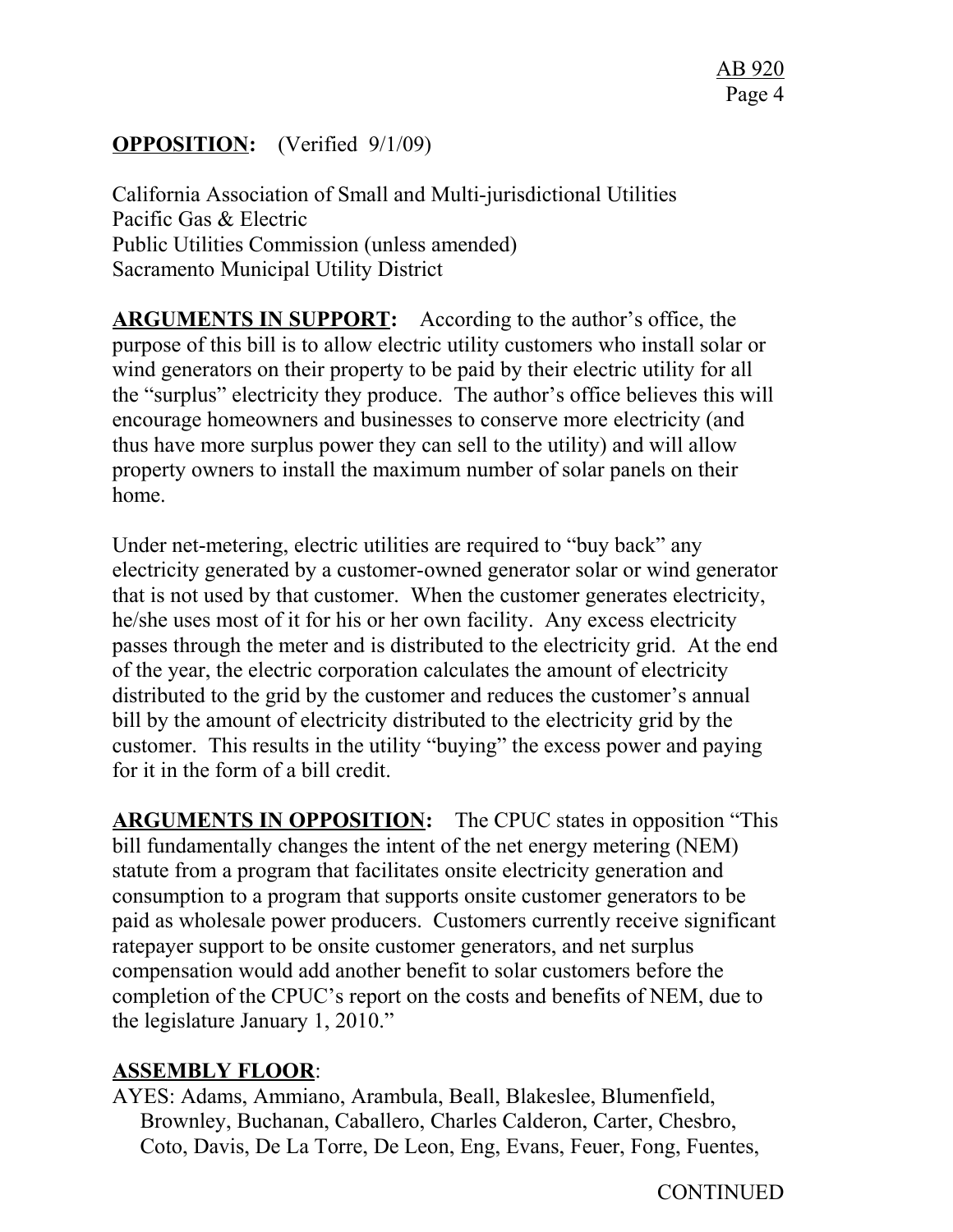**OPPOSITION:** (Verified 9/1/09)

California Association of Small and Multi-jurisdictional Utilities
Pacific Gas & Electric
Public Utilities Commission (unless amended)
Sacramento Municipal Utility District

**ARGUMENTS IN SUPPORT:** According to the author's office, the purpose of this bill is to allow electric utility customers who install solar or wind generators on their property to be paid by their electric utility for all the "surplus" electricity they produce. The author's office believes this will encourage homeowners and businesses to conserve more electricity (and thus have more surplus power they can sell to the utility) and will allow property owners to install the maximum number of solar panels on their home.

Under net-metering, electric utilities are required to "buy back" any electricity generated by a customer-owned generator solar or wind generator that is not used by that customer. When the customer generates electricity, he/she uses most of it for his or her own facility. Any excess electricity passes through the meter and is distributed to the electricity grid. At the end of the year, the electric corporation calculates the amount of electricity distributed to the grid by the customer and reduces the customer's annual bill by the amount of electricity distributed to the electricity grid by the customer. This results in the utility "buying" the excess power and paying for it in the form of a bill credit.

**ARGUMENTS IN OPPOSITION:** The CPUC states in opposition "This bill fundamentally changes the intent of the net energy metering (NEM) statute from a program that facilitates onsite electricity generation and consumption to a program that supports onsite customer generators to be paid as wholesale power producers. Customers currently receive significant ratepayer support to be onsite customer generators, and net surplus compensation would add another benefit to solar customers before the completion of the CPUC's report on the costs and benefits of NEM, due to the legislature January 1, 2010."

**ASSEMBLY FLOOR**:
AYES: Adams, Ammiano, Arambula, Beall, Blakeslee, Blumenfield, Brownley, Buchanan, Caballero, Charles Calderon, Carter, Chesbro, Coto, Davis, De La Torre, De Leon, Eng, Evans, Feuer, Fong, Fuentes,

CONTINUED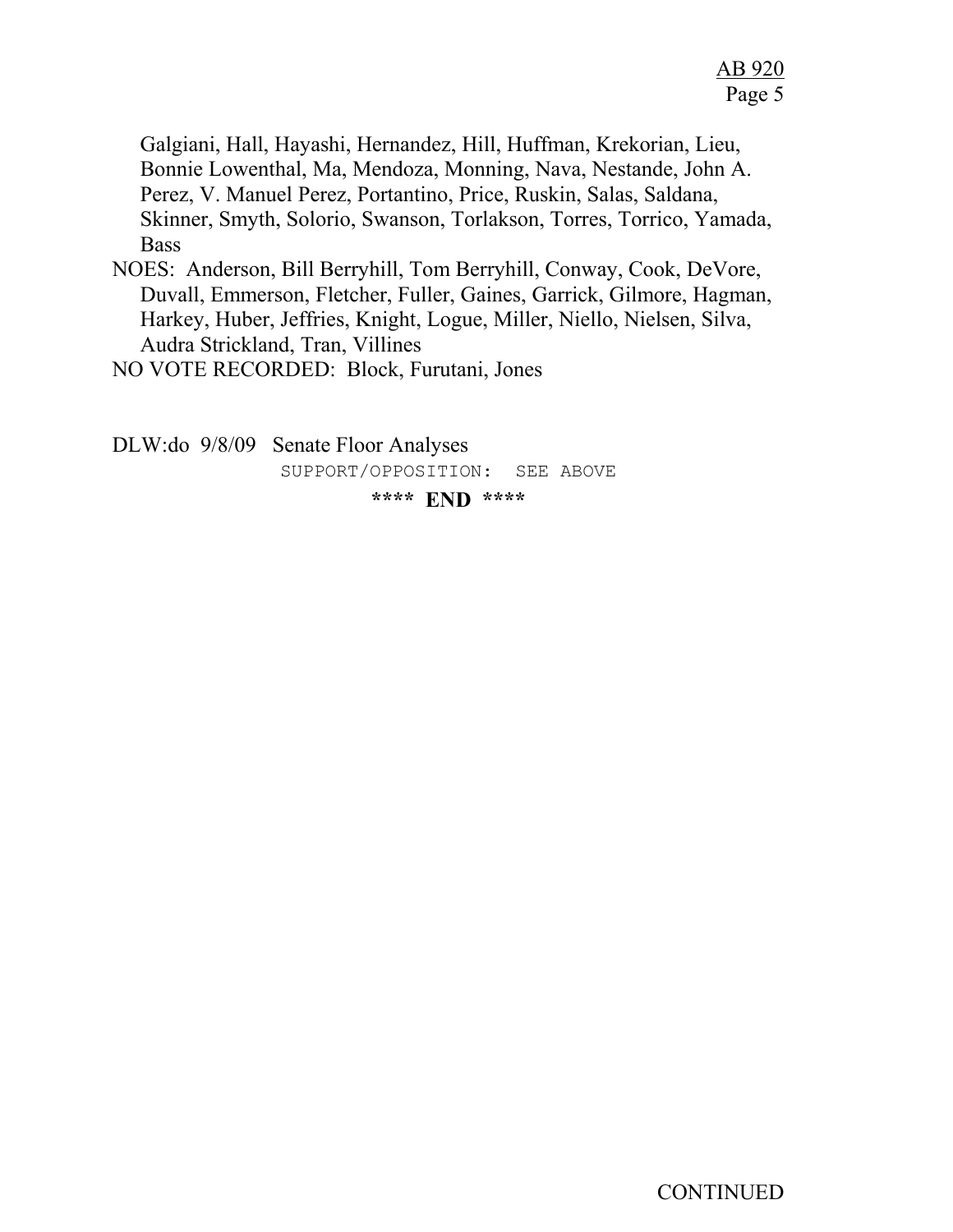Galgiani, Hall, Hayashi, Hernandez, Hill, Huffman, Krekorian, Lieu, Bonnie Lowenthal, Ma, Mendoza, Monning, Nava, Nestande, John A. Perez, V. Manuel Perez, Portantino, Price, Ruskin, Salas, Saldana, Skinner, Smyth, Solorio, Swanson, Torlakson, Torres, Torrico, Yamada, Bass

NOES: Anderson, Bill Berryhill, Tom Berryhill, Conway, Cook, DeVore, Duvall, Emmerson, Fletcher, Fuller, Gaines, Garrick, Gilmore, Hagman, Harkey, Huber, Jeffries, Knight, Logue, Miller, Niello, Nielsen, Silva, Audra Strickland, Tran, Villines

NO VOTE RECORDED: Block, Furutani, Jones

DLW:do 9/8/09 Senate Floor Analyses

SUPPORT/OPPOSITION: SEE ABOVE

**\*\*\*\* END \*\*\*\***